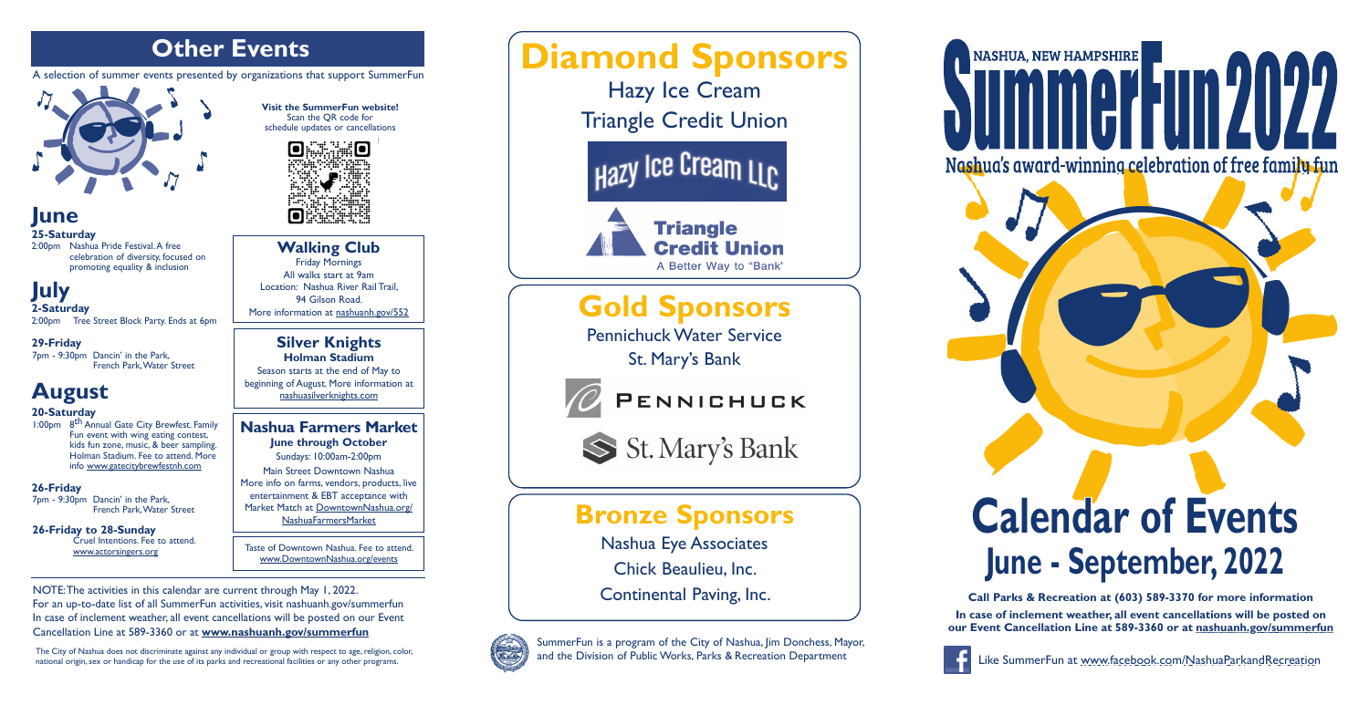## Other Events

A selection of summer events presented by organizations that support SummerFun

**Visit the SummerFun website!**
Scan the QR code for schedule updates or cancellations

# June

**25-Saturday**
2:00pm Nashua Pride Festival. A free celebration of diversity, focused on promoting equality & inclusion

# July

**2-Saturday**
2:00pm Tree Street Block Party. Ends at 6pm

**29-Friday**
7pm - 9:30pm Dancin' in the Park, French Park, Water Street

# August

**20-Saturday**
1:00pm 8th Annual Gate City Brewfest. Family Fun event with wing eating contest, kids fun zone, music, & beer sampling. Holman Stadium. Fee to attend. More info www.gatecitybrewfestnh.com

**26-Friday**
7pm - 9:30pm Dancin' in the Park, French Park, Water Street

**26-Friday to 28-Sunday**
Cruel Intentions. Fee to attend. www.actorsingers.org

### Walking Club

Friday Mornings
All walks start at 9am
Location: Nashua River Rail Trail, 94 Gilson Road.
More information at nashuanh.gov/552

### Silver Knights

**Holman Stadium**
Season starts at the end of May to beginning of August. More information at nashuasilverknights.com

### Nashua Farmers Market

**June through October**
Sundays: 10:00am-2:00pm
Main Street Downtown Nashua
More info on farms, vendors, products, live entertainment & EBT acceptance with Market Match at DowntownNashua.org/NashuaFarmersMarket

Taste of Downtown Nashua. Fee to attend. www.DowntownNashua.org/events

NOTE: The activities in this calendar are current through May 1, 2022.
For an up-to-date list of all SummerFun activities, visit nashuanh.gov/summerfun
In case of inclement weather, all event cancellations will be posted on our Event Cancellation Line at 589-3360 or at **www.nashuanh.gov/summerfun**

The City of Nashua does not discriminate against any individual or group with respect to age, religion, color, national origin, sex or handicap for the use of its parks and recreational facilities or any other programs.

# Diamond Sponsors

Hazy Ice Cream
Triangle Credit Union

Hazy Ice Cream LLC

Triangle Credit Union
A Better Way to "Bank"

# Gold Sponsors

Pennichuck Water Service
St. Mary's Bank

PENNICHUCK

St. Mary's Bank

## Bronze Sponsors

Nashua Eye Associates
Chick Beaulieu, Inc.
Continental Paving, Inc.

SummerFun is a program of the City of Nashua, Jim Donchess, Mayor, and the Division of Public Works, Parks & Recreation Department

NASHUA, NEW HAMPSHIRE

# SummerFun 2022

Nashua's award-winning celebration of free family fun

# Calendar of Events

## June - September, 2022

**Call Parks & Recreation at (603) 589-3370 for more information**

**In case of inclement weather, all event cancellations will be posted on our Event Cancellation Line at 589-3360 or at nashuanh.gov/summerfun**

Like SummerFun at www.facebook.com/NashuaParkandRecreation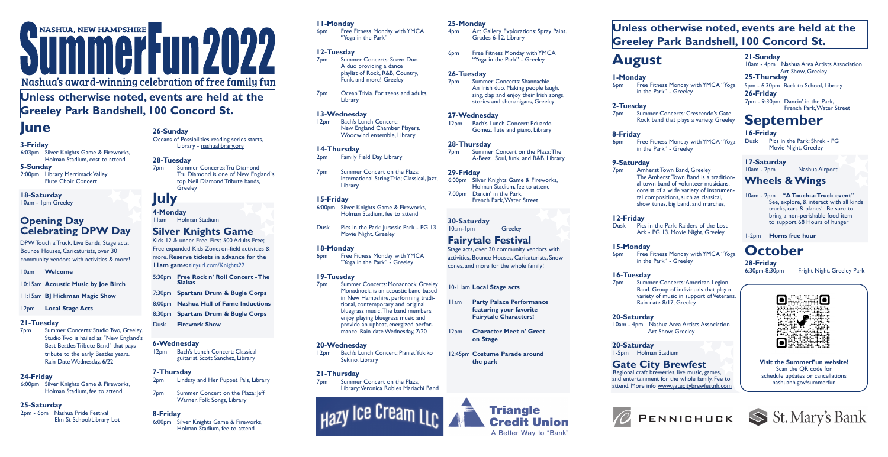# Nashua, New Hampshire SummerFun 2022

Nashua's award-winning celebration of free family fun

**Unless otherwise noted, events are held at the Greeley Park Bandshell, 100 Concord St.**

## June

### 3-Friday
6:03pm Silver Knights Game & Fireworks, Holman Stadium, cost to attend

### 5-Sunday
2:00pm Library Merrimack Valley Flute Choir Concert

### 18-Saturday
10am - 1pm Greeley

## Opening Day Celebrating DPW Day

DPW Touch a Truck, Live Bands, Stage acts, Bounce Houses, Caricaturists, over 30 community vendors with activities & more!

10am **Welcome**

10:15am **Acoustic Music by Joe Birch**

11:15am **BJ Hickman Magic Show**

12pm **Local Stage Acts**

### 21-Tuesday
7pm Summer Concerts: Studio Two, Greeley. Studio Two is hailed as "New England's Best Beatles Tribute Band" that pays tribute to the early Beatles years. Rain Date Wednesday, 6/22

### 24-Friday
6:00pm Silver Knights Game & Fireworks, Holman Stadium, fee to attend

### 25-Saturday
2pm - 6pm Nashua Pride Festival Elm St School/Library Lot

### 26-Sunday
Oceans of Possibilities reading series starts, Library - nashualibrary.org

### 28-Tuesday
7pm Summer Concerts: Tru Diamond. Tru Diamond is one of New England's top Neil Diamond Tribute bands, Greeley

## July

### 4-Monday
11am Holman Stadium

## Silver Knights Game

Kids 12 & under Free. First 500 Adults Free; Free expanded Kids Zone; on-field activities & more. **Reserve tickets in advance for the 11am game:** tinyurl.com/Knights22

5:30pm **Free Rock n' Roll Concert - The Slakas**

7:30pm **Spartans Drum & Bugle Corps**

8:00pm **Nashua Hall of Fame Inductions**

8:30pm **Spartans Drum & Bugle Corps**

Dusk **Firework Show**

### 6-Wednesday
12pm Bach's Lunch Concert: Classical guitarist Scott Sanchez, Library

### 7-Thursday
2pm Lindsay and Her Puppet Pals, Library

7pm Summer Concert on the Plaza: Jeff Warner. Folk Songs, Library

### 8-Friday
6:00pm Silver Knights Game & Fireworks, Holman Stadium, fee to attend

### 11-Monday
6pm Free Fitness Monday with YMCA "Yoga in the Park"

### 12-Tuesday
7pm Summer Concerts: Suavo Duo. A duo providing a dance playlist of Rock, R&B, Country, Funk, and more! Greeley

7pm Ocean Trivia. For teens and adults, Library

### 13-Wednesday
12pm Bach's Lunch Concert: New England Chamber Players. Woodwind ensemble, Library

### 14-Thursday
2pm Family Field Day, Library

7pm Summer Concert on the Plaza: International String Trio; Classical, Jazz, Library

### 15-Friday
6:00pm Silver Knights Game & Fireworks, Holman Stadium, fee to attend

Dusk Pics in the Park: Jurassic Park - PG 13 Movie Night, Greeley

### 18-Monday
6pm Free Fitness Monday with YMCA "Yoga in the Park" - Greeley

### 19-Tuesday
7pm Summer Concerts: Monadnock, Greeley. Monadnock. is an acoustic band based in New Hampshire, performing traditional, contemporary and original bluegrass music. The band members enjoy playing bluegrass music and provide an upbeat, energized performance. Rain date Wednesday, 7/20

### 20-Wednesday
12pm Bach's Lunch Concert: Pianist Yukiko Sekino. Library

### 21-Thursday
7pm Summer Concert on the Plaza, Library: Veronica Robles Mariachi Band

### 25-Monday
4pm Art Gallery Explorations: Spray Paint. Grades 6-12, Library

6pm Free Fitness Monday with YMCA "Yoga in the Park" - Greeley

### 26-Tuesday
7pm Summer Concerts: Shannachie. An Irish duo. Making people laugh, sing, clap and enjoy their Irish songs, stories and shenanigans, Greeley

### 27-Wednesday
12pm Bach's Lunch Concert: Eduardo Gomez, flute and piano, Library

### 28-Thursday
7pm Summer Concert on the Plaza: The A-Beez. Soul, funk, and R&B. Library

### 29-Friday
6:00pm Silver Knights Game & Fireworks, Holman Stadium, fee to attend

7:00pm Dancin' in the Park, French Park, Water Street

### 30-Saturday
10am-1pm Greeley

## Fairytale Festival

Stage acts, over 30 community vendors with activities, Bounce Houses, Caricaturists, Snow cones, and more for the whole family!

10-11am **Local Stage acts**

11am **Party Palace Performance featuring your favorite Fairytale Characters!**

12pm **Character Meet n' Greet on Stage**

12:45pm **Costume Parade around the park**

Hazy Ice Cream LLC

Triangle Credit Union — A Better Way to "Bank"

**Unless otherwise noted, events are held at the Greeley Park Bandshell, 100 Concord St.**

## August

### 1-Monday
6pm Free Fitness Monday with YMCA "Yoga in the Park" - Greeley

### 2-Tuesday
7pm Summer Concerts: Crescendo's Gate. Rock band that plays a variety, Greeley

### 8-Friday
6pm Free Fitness Monday with YMCA "Yoga in the Park" - Greeley

### 9-Saturday
7pm Amherst Town Band, Greeley. The Amherst Town Band is a traditional town band of volunteer musicians. consist of a wide variety of instrumental compositions, such as classical, show tunes, big band, and marches,

### 12-Friday
Dusk Pics in the Park: Raiders of the Lost Ark - PG 13. Movie Night, Greeley

### 15-Monday
6pm Free Fitness Monday with YMCA "Yoga in the Park" - Greeley

### 16-Tuesday
7pm Summer Concerts: American Legion Band. Group of individuals that play a variety of music in support of Veterans. Rain date 8/17, Greeley

### 20-Saturday
10am - 4pm Nashua Area Artists Association Art Show, Greeley

### 20-Saturday
1-5pm Holman Stadium

## Gate City Brewfest

Regional craft breweries, live music, games, and entertainment for the whole family. Fee to attend. More info www.gatecitybrewfestnh.com

### 21-Sunday
10am - 4pm Nashua Area Artists Association Art Show, Greeley

### 25-Thursday
5pm - 6:30pm Back to School, Library

### 26-Friday
7pm - 9:30pm Dancin' in the Park, French Park, Water Street

## September

### 16-Friday
Dusk Pics in the Park: Shrek - PG Movie Night, Greeley

### 17-Saturday
10am - 2pm Nashua Airport

## Wheels & Wings

10am - 2pm **"A Touch-a-Truck event"** See, explore, & interact with all kinds trucks, cars & planes! Be sure to bring a non-perishable food item to support 68 Hours of hunger

1-2pm **Horns free hour**

## October

### 28-Friday
6:30pm-8:30pm Fright Night, Greeley Park

**Visit the SummerFun website!**
Scan the QR code for schedule updates or cancellations
nashuanh.gov/summerfun

Pennichuck

St. Mary's Bank